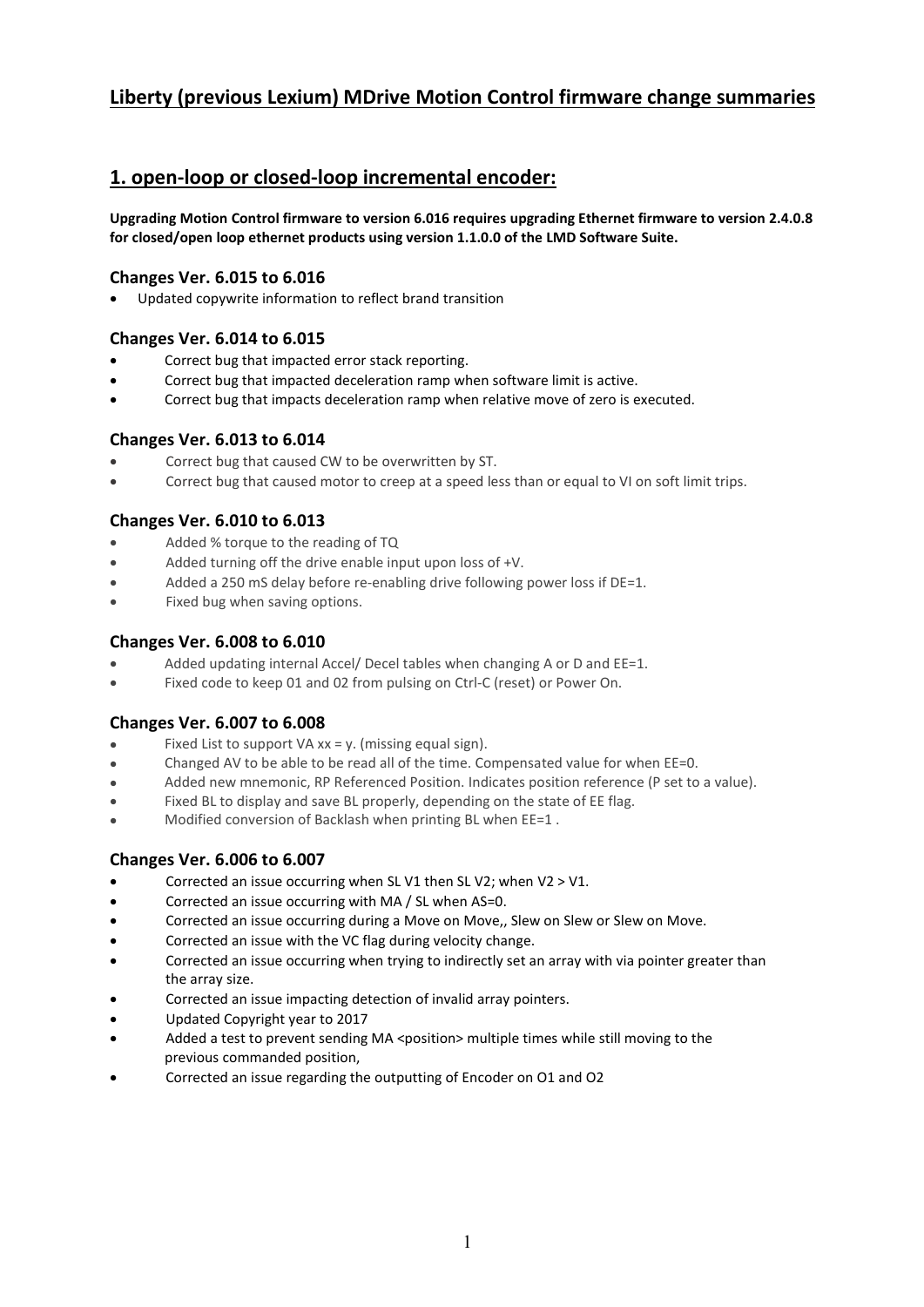# Liberty (previous Lexium) MDrive Motion Control firmware change summaries

## 1. open-loop or closed-loop incremental encoder:

**Upgrading Motion Control firmware to version 6.016 requires upgrading Ethernet firmware to version 2.4.0.8 for closed/open loop ethernet products using version 1.1.0.0 of the LMD Software Suite.**

### Changes Ver. 6.015 to 6.016

- Updated copywrite information to reflect brand transition

### Changes Ver. 6.014 to 6.015

- Correct bug that impacted error stack reporting.
- Correct bug that impacted deceleration ramp when software limit is active.
- Correct bug that impacts deceleration ramp when relative move of zero is executed.

### Changes Ver. 6.013 to 6.014

- Correct bug that caused CW to be overwritten by ST.
- Correct bug that caused motor to creep at a speed less than or equal to VI on soft limit trips.

### Changes Ver. 6.010 to 6.013

- Added % torque to the reading of TQ
- Added turning off the drive enable input upon loss of +V.
- Added a 250 mS delay before re-enabling drive following power loss if DE=1.
- Fixed bug when saving options.

### Changes Ver. 6.008 to 6.010

- Added updating internal Accel/ Decel tables when changing A or D and EE=1.
- Fixed code to keep 01 and 02 from pulsing on Ctrl-C (reset) or Power On.

### Changes Ver. 6.007 to 6.008

- Fixed List to support VA xx = y. (missing equal sign).
- Changed AV to be able to be read all of the time. Compensated value for when EE=0.
- Added new mnemonic, RP Referenced Position. Indicates position reference (P set to a value).
- Fixed BL to display and save BL properly, depending on the state of EE flag.
- Modified conversion of Backlash when printing BL when EE=1 .

### Changes Ver. 6.006 to 6.007

- Corrected an issue occurring when SL V1 then SL V2; when V2 > V1.
- Corrected an issue occurring with MA / SL when AS=0.
- Corrected an issue occurring during a Move on Move,, Slew on Slew or Slew on Move.
- Corrected an issue with the VC flag during velocity change.
- Corrected an issue occurring when trying to indirectly set an array with via pointer greater than the array size.
- Corrected an issue impacting detection of invalid array pointers.
- Updated Copyright year to 2017
- Added a test to prevent sending MA <position> multiple times while still moving to the previous commanded position,
- Corrected an issue regarding the outputting of Encoder on O1 and O2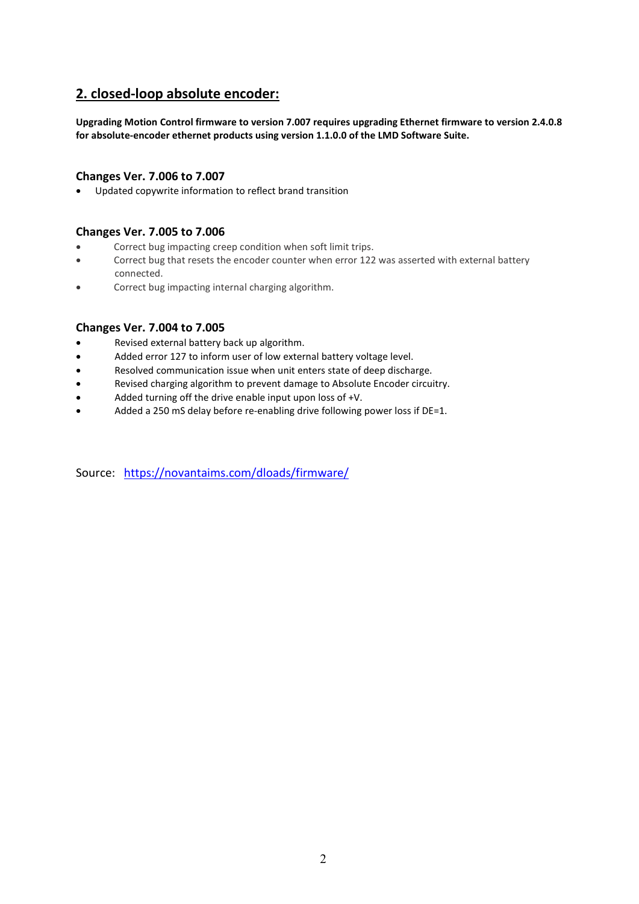## 2. closed-loop absolute encoder:

**Upgrading Motion Control firmware to version 7.007 requires upgrading Ethernet firmware to version 2.4.0.8 for absolute-encoder ethernet products using version 1.1.0.0 of the LMD Software Suite.**

### Changes Ver. 7.006 to 7.007

- Updated copywrite information to reflect brand transition

### Changes Ver. 7.005 to 7.006

- Correct bug impacting creep condition when soft limit trips.
- Correct bug that resets the encoder counter when error 122 was asserted with external battery connected.
- Correct bug impacting internal charging algorithm.

### Changes Ver. 7.004 to 7.005

- Revised external battery back up algorithm.
- Added error 127 to inform user of low external battery voltage level.
- Resolved communication issue when unit enters state of deep discharge.
- Revised charging algorithm to prevent damage to Absolute Encoder circuitry.
- Added turning off the drive enable input upon loss of +V.
- Added a 250 mS delay before re-enabling drive following power loss if DE=1.

Source: [https://novantaims.com/dloads/firmware/](https://novantaims.com/dloads/firmware/)